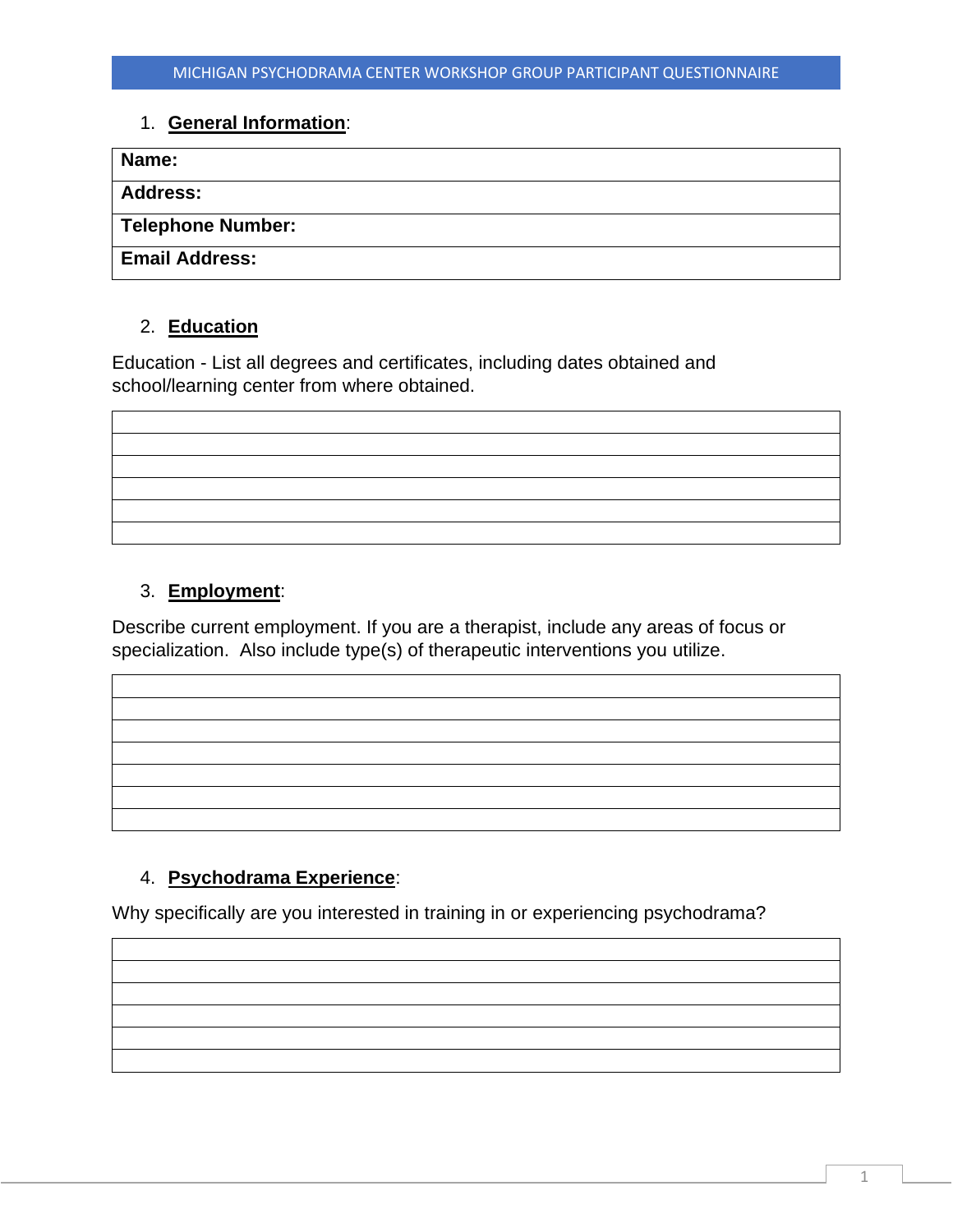MICHIGAN PSYCHODRAMA CENTER WORKSHOP GROUP PARTICIPANT QUESTIONNAIRE

1. **General Information**:

| **Name:** |
|---|
| **Address:** |
| **Telephone Number:** |
| **Email Address:** |

2. **Education**

Education - List all degrees and certificates, including dates obtained and school/learning center from where obtained.

| |
|---|
| |
| |
| |
| |
| |

3. **Employment**:

Describe current employment. If you are a therapist, include any areas of focus or specialization. Also include type(s) of therapeutic interventions you utilize.

| |
|---|
| |
| |
| |
| |
| |
| |

4. **Psychodrama Experience**:

Why specifically are you interested in training in or experiencing psychodrama?

| |
|---|
| |
| |
| |
| |
| |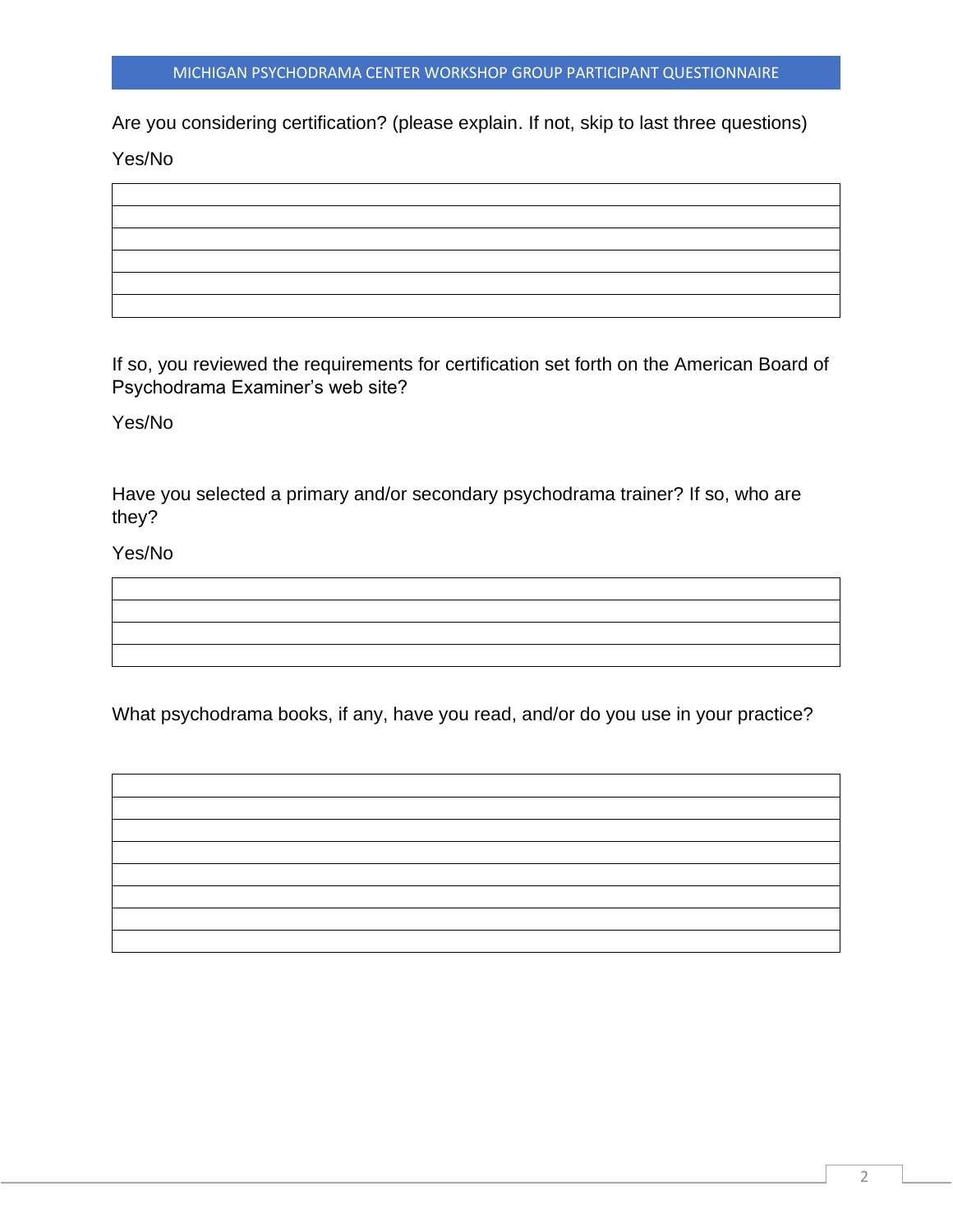Are you considering certification? (please explain. If not, skip to last three questions)

Yes/No

| |
|---|
| |
| |
| |
| |
| |

If so, you reviewed the requirements for certification set forth on the American Board of Psychodrama Examiner's web site?

Yes/No

Have you selected a primary and/or secondary psychodrama trainer? If so, who are they?

Yes/No

| |
|---|
| |
| |
| |

What psychodrama books, if any, have you read, and/or do you use in your practice?

| |
|---|
| |
| |
| |
| |
| |
| |
| |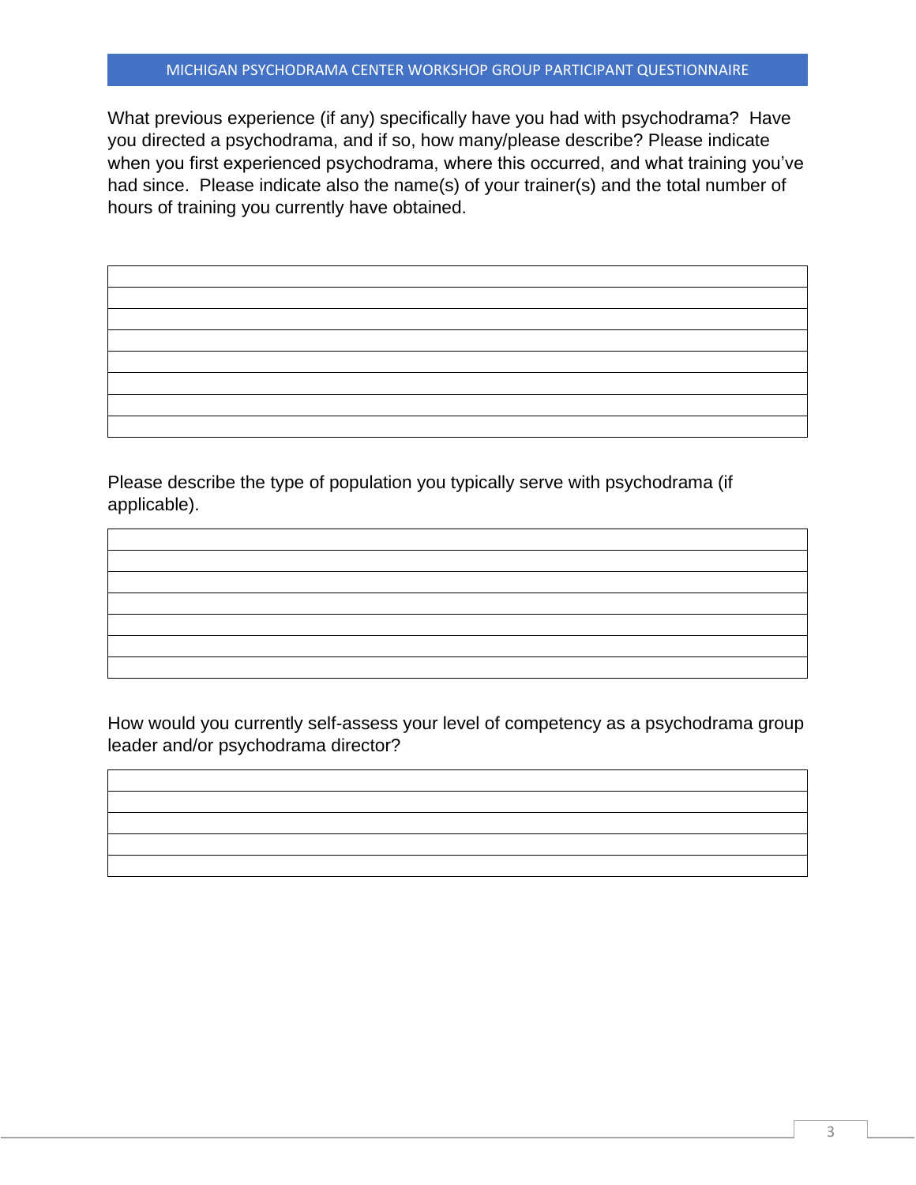What previous experience (if any) specifically have you had with psychodrama? Have you directed a psychodrama, and if so, how many/please describe? Please indicate when you first experienced psychodrama, where this occurred, and what training you've had since. Please indicate also the name(s) of your trainer(s) and the total number of hours of training you currently have obtained.

Please describe the type of population you typically serve with psychodrama (if applicable).

How would you currently self-assess your level of competency as a psychodrama group leader and/or psychodrama director?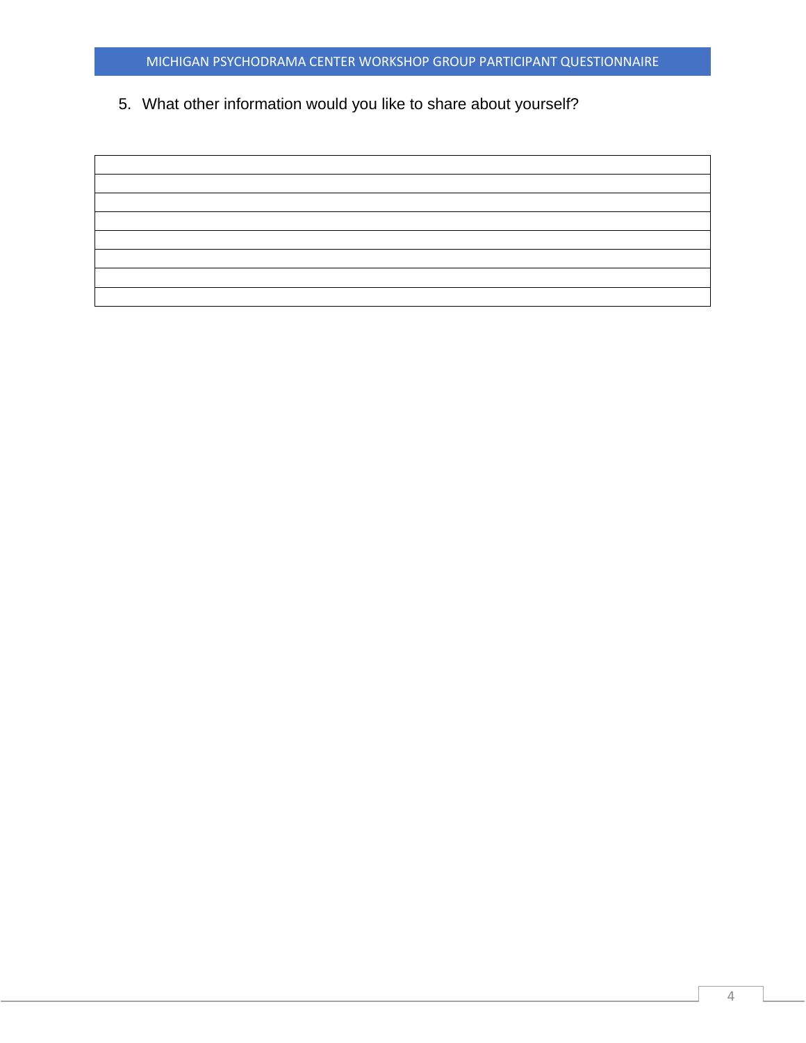5. What other information would you like to share about yourself?

| |
|---|
| |
| |
| |
| |
| |
| |
| |